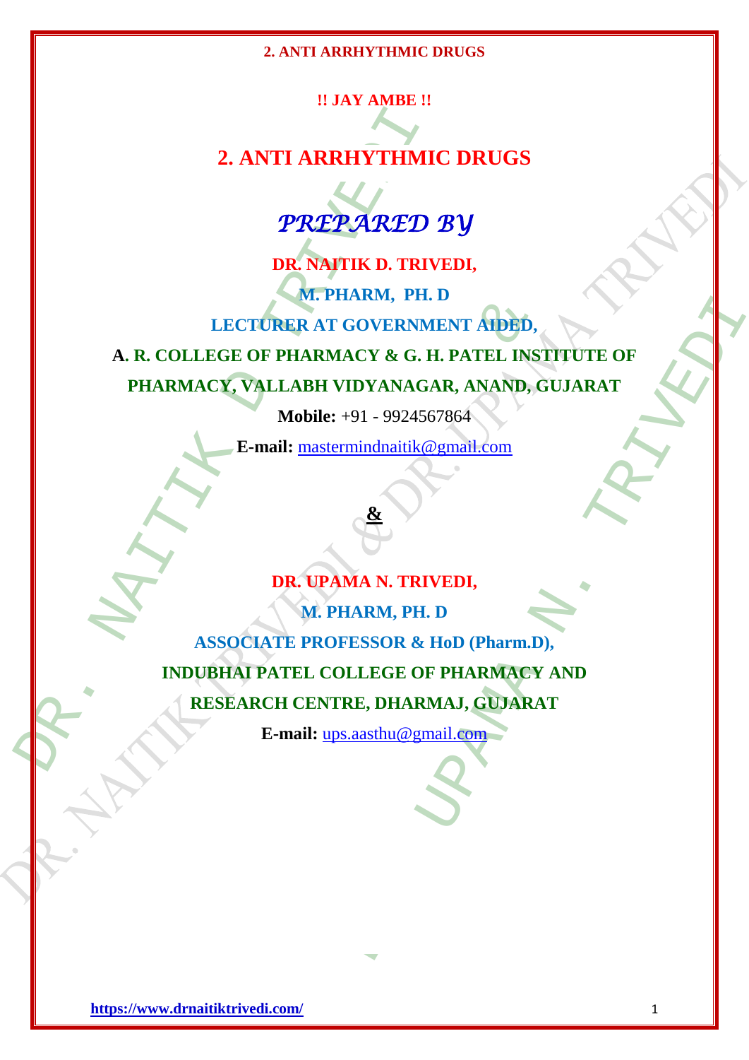**!! JAY AMBE !!**

# 2. ANTI ARRHYTHMIC DRUGS

## *PREPARED BY*

**DR. NAITIK D. TRIVEDI,**

**M. PHARM, PH. D**

**LECTURER AT GOVERNMENT AIDED,**

**A. R. COLLEGE OF PHARMACY & G. H. PATEL INSTITUTE OF PHARMACY, VALLABH VIDYANAGAR, ANAND, GUJARAT**

**Mobile:** +91 - 9924567864

**E-mail:** mastermindnaitik@gmail.com

**&**

**DR. UPAMA N. TRIVEDI,**

**M. PHARM, PH. D**

**ASSOCIATE PROFESSOR & HoD (Pharm.D),**

**INDUBHAI PATEL COLLEGE OF PHARMACY AND RESEARCH CENTRE, DHARMAJ, GUJARAT**

**E-mail:** ups.aasthu@gmail.com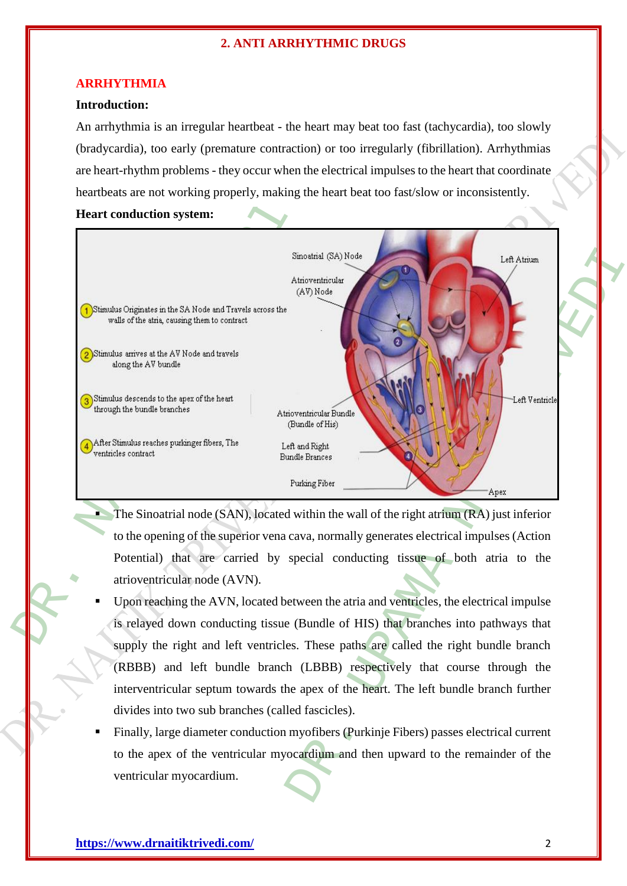## 2. ANTI ARRHYTHMIC DRUGS

### ARRHYTHMIA

**Introduction:**

An arrhythmia is an irregular heartbeat - the heart may beat too fast (tachycardia), too slowly (bradycardia), too early (premature contraction) or too irregularly (fibrillation). Arrhythmias are heart-rhythm problems - they occur when the electrical impulses to the heart that coordinate heartbeats are not working properly, making the heart beat too fast/slow or inconsistently.

**Heart conduction system:**

1. Stimulus Originates in the SA Node and Travels across the walls of the atria, causing them to contract
2. Stimulus arrives at the AV Node and travels along the AV bundle
3. Stimulus descends to the apex of the heart through the bundle branches
4. After Stimulus reaches purkinger fibers, The ventricles contract

Sinoatrial (SA) Node; Atrioventricular (AV) Node; Left Atrium; Left Ventricle; Atrioventricular Bundle (Bundle of His); Left and Right Bundle Brances; Purkinge Fiber; Apex

- The Sinoatrial node (SAN), located within the wall of the right atrium (RA) just inferior to the opening of the superior vena cava, normally generates electrical impulses (Action Potential) that are carried by special conducting tissue of both atria to the atrioventricular node (AVN).
- Upon reaching the AVN, located between the atria and ventricles, the electrical impulse is relayed down conducting tissue (Bundle of HIS) that branches into pathways that supply the right and left ventricles. These paths are called the right bundle branch (RBBB) and left bundle branch (LBBB) respectively that course through the interventricular septum towards the apex of the heart. The left bundle branch further divides into two sub branches (called fascicles).
- Finally, large diameter conduction myofibers (Purkinje Fibers) passes electrical current to the apex of the ventricular myocardium and then upward to the remainder of the ventricular myocardium.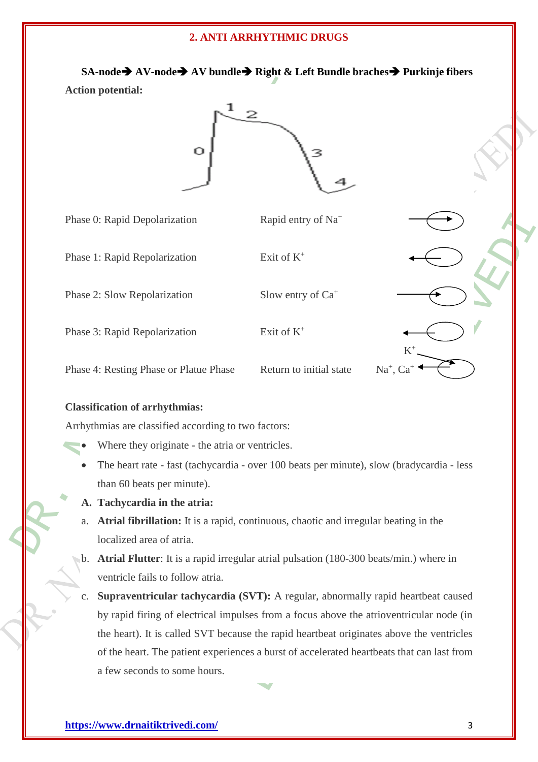## 2. ANTI ARRHYTHMIC DRUGS

**SA-node→ AV-node→ AV bundle→ Right & Left Bundle braches→ Purkinje fibers**

**Action potential:**

| | | |
|---|---|---|
| Phase 0: Rapid Depolarization | Rapid entry of $Na^+$ | → |
| Phase 1: Rapid Repolarization | Exit of $K^+$ | ← |
| Phase 2: Slow Repolarization | Slow entry of $Ca^+$ | → |
| Phase 3: Rapid Repolarization | Exit of $K^+$ | ← |
| Phase 4: Resting Phase or Platue Phase | Return to initial state | $K^+$ →, $Na^+$, $Ca^+$ ← |

**Classification of arrhythmias:**

Arrhythmias are classified according to two factors:

- Where they originate - the atria or ventricles.
- The heart rate - fast (tachycardia - over 100 beats per minute), slow (bradycardia - less than 60 beats per minute).

**A. Tachycardia in the atria:**

a. **Atrial fibrillation:** It is a rapid, continuous, chaotic and irregular beating in the localized area of atria.

b. **Atrial Flutter**: It is a rapid irregular atrial pulsation (180-300 beats/min.) where in ventricle fails to follow atria.

c. **Supraventricular tachycardia (SVT):** A regular, abnormally rapid heartbeat caused by rapid firing of electrical impulses from a focus above the atrioventricular node (in the heart). It is called SVT because the rapid heartbeat originates above the ventricles of the heart. The patient experiences a burst of accelerated heartbeats that can last from a few seconds to some hours.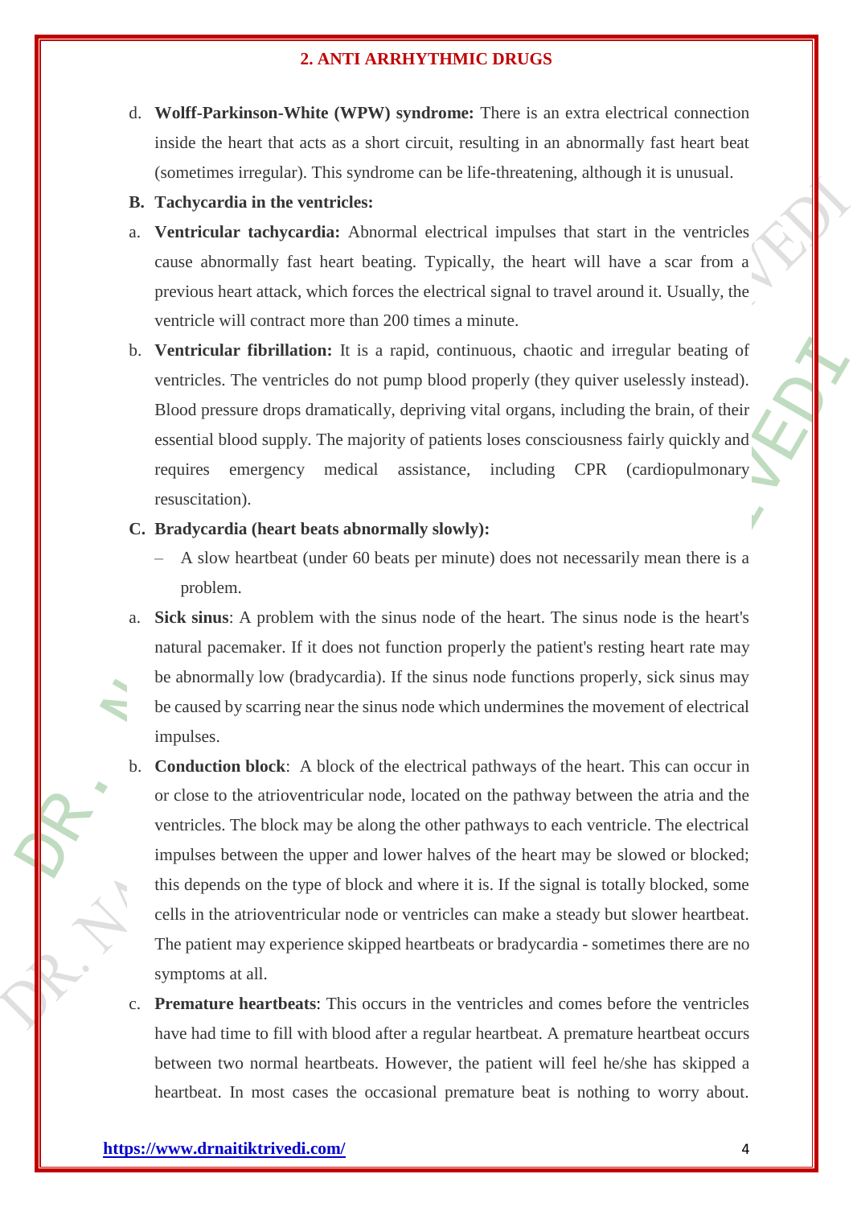d. **Wolff-Parkinson-White (WPW) syndrome:** There is an extra electrical connection inside the heart that acts as a short circuit, resulting in an abnormally fast heart beat (sometimes irregular). This syndrome can be life-threatening, although it is unusual.

**B. Tachycardia in the ventricles:**

a. **Ventricular tachycardia:** Abnormal electrical impulses that start in the ventricles cause abnormally fast heart beating. Typically, the heart will have a scar from a previous heart attack, which forces the electrical signal to travel around it. Usually, the ventricle will contract more than 200 times a minute.

b. **Ventricular fibrillation:** It is a rapid, continuous, chaotic and irregular beating of ventricles. The ventricles do not pump blood properly (they quiver uselessly instead). Blood pressure drops dramatically, depriving vital organs, including the brain, of their essential blood supply. The majority of patients loses consciousness fairly quickly and requires emergency medical assistance, including CPR (cardiopulmonary resuscitation).

**C. Bradycardia (heart beats abnormally slowly):**

– A slow heartbeat (under 60 beats per minute) does not necessarily mean there is a problem.

a. **Sick sinus**: A problem with the sinus node of the heart. The sinus node is the heart's natural pacemaker. If it does not function properly the patient's resting heart rate may be abnormally low (bradycardia). If the sinus node functions properly, sick sinus may be caused by scarring near the sinus node which undermines the movement of electrical impulses.

b. **Conduction block**: A block of the electrical pathways of the heart. This can occur in or close to the atrioventricular node, located on the pathway between the atria and the ventricles. The block may be along the other pathways to each ventricle. The electrical impulses between the upper and lower halves of the heart may be slowed or blocked; this depends on the type of block and where it is. If the signal is totally blocked, some cells in the atrioventricular node or ventricles can make a steady but slower heartbeat. The patient may experience skipped heartbeats or bradycardia - sometimes there are no symptoms at all.

c. **Premature heartbeats**: This occurs in the ventricles and comes before the ventricles have had time to fill with blood after a regular heartbeat. A premature heartbeat occurs between two normal heartbeats. However, the patient will feel he/she has skipped a heartbeat. In most cases the occasional premature beat is nothing to worry about.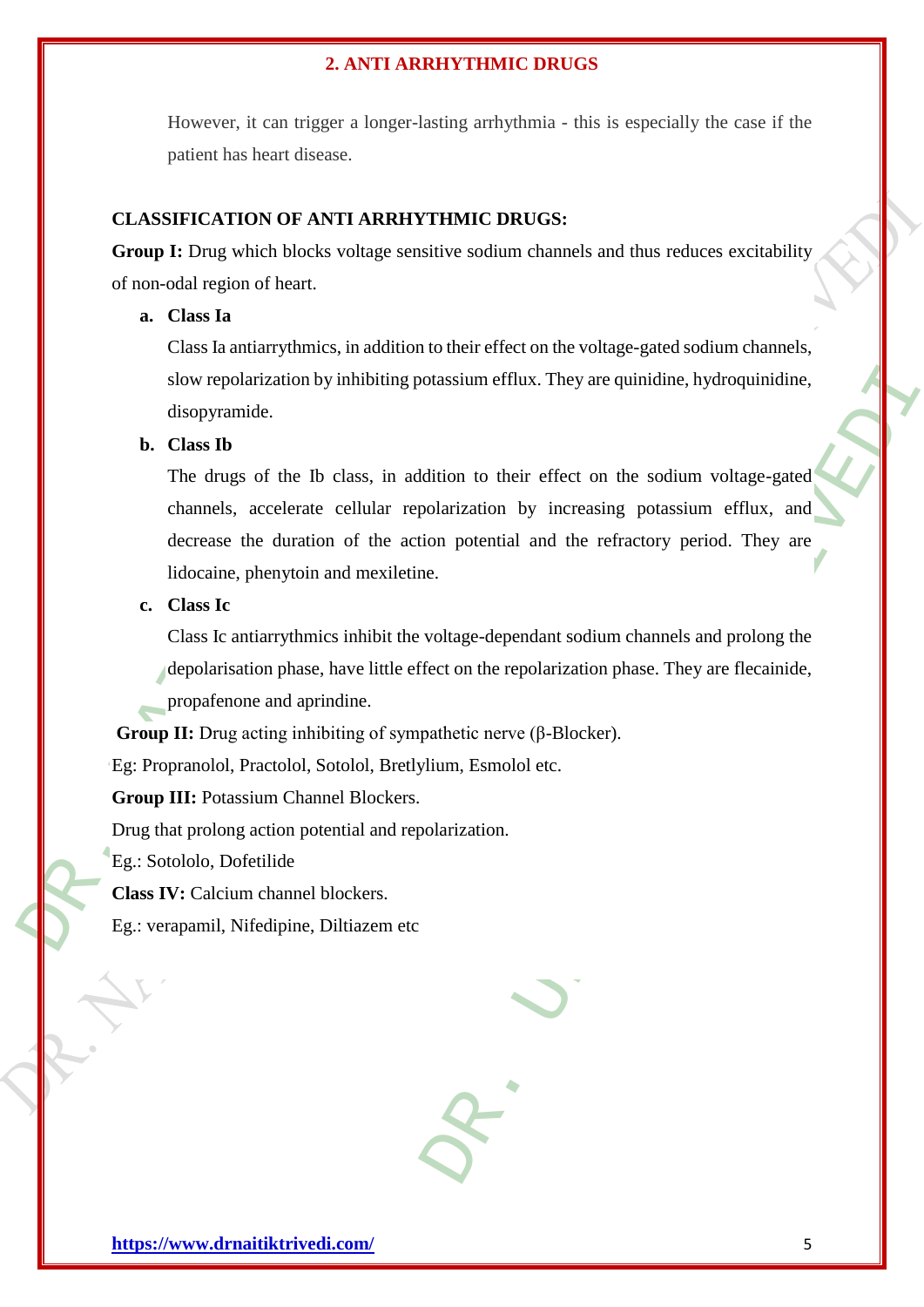However, it can trigger a longer-lasting arrhythmia - this is especially the case if the patient has heart disease.

**CLASSIFICATION OF ANTI ARRHYTHMIC DRUGS:**

**Group I:** Drug which blocks voltage sensitive sodium channels and thus reduces excitability of non-odal region of heart.

a. **Class Ia**

   Class Ia antiarrythmics, in addition to their effect on the voltage-gated sodium channels, slow repolarization by inhibiting potassium efflux. They are quinidine, hydroquinidine, disopyramide.

b. **Class Ib**

   The drugs of the Ib class, in addition to their effect on the sodium voltage-gated channels, accelerate cellular repolarization by increasing potassium efflux, and decrease the duration of the action potential and the refractory period. They are lidocaine, phenytoin and mexiletine.

c. **Class Ic**

   Class Ic antiarrythmics inhibit the voltage-dependant sodium channels and prolong the depolarisation phase, have little effect on the repolarization phase. They are flecainide, propafenone and aprindine.

**Group II:** Drug acting inhibiting of sympathetic nerve (β-Blocker).

Eg: Propranolol, Practolol, Sotolol, Bretlylium, Esmolol etc.

**Group III:** Potassium Channel Blockers.

Drug that prolong action potential and repolarization.

Eg.: Sotololo, Dofetilide

**Class IV:** Calcium channel blockers.

Eg.: verapamil, Nifedipine, Diltiazem etc

https://www.drnaitiktrivedi.com/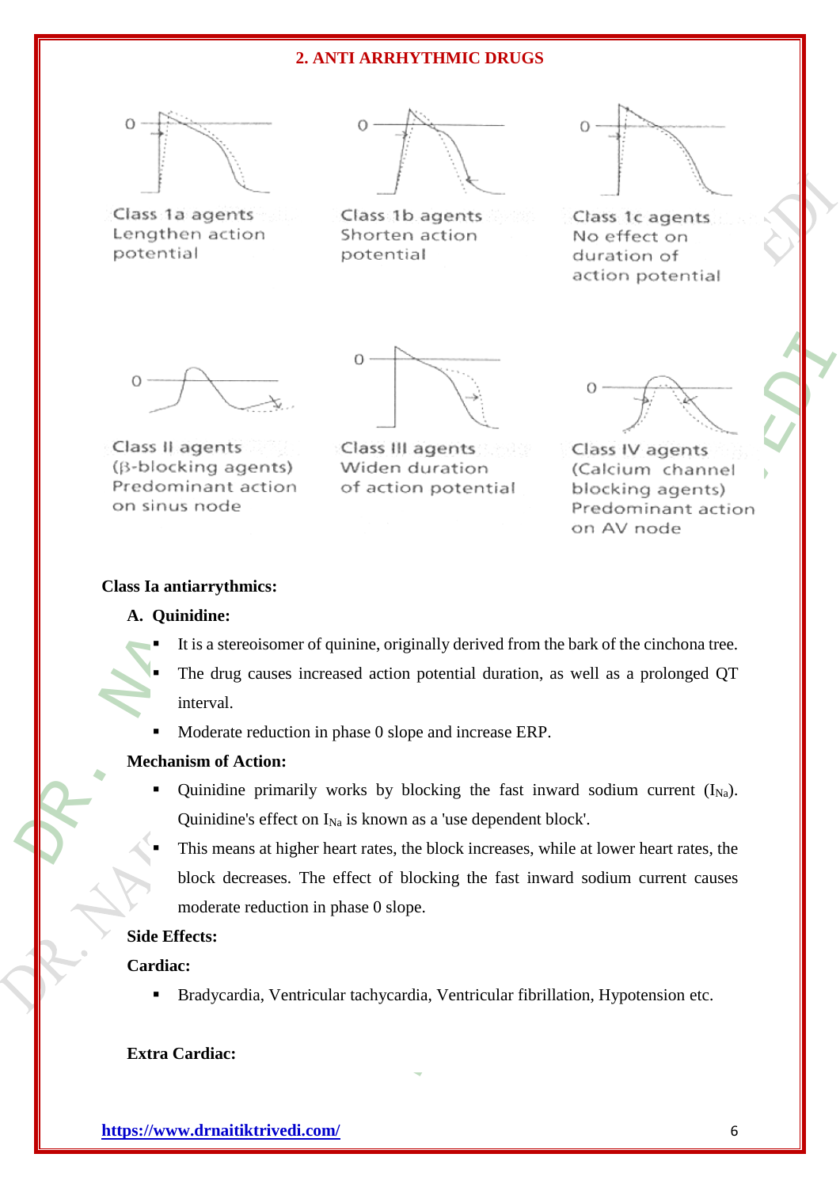## 2. ANTI ARRHYTHMIC DRUGS

Class 1a agents Lengthen action potential

Class 1b agents Shorten action potential

Class 1c agents No effect on duration of action potential

Class II agents (β-blocking agents) Predominant action on sinus node

Class III agents Widen duration of action potential

Class IV agents (Calcium channel blocking agents) Predominant action on AV node

**Class Ia antiarrythmics:**

**A. Quinidine:**

- It is a stereoisomer of quinine, originally derived from the bark of the cinchona tree.
- The drug causes increased action potential duration, as well as a prolonged QT interval.
- Moderate reduction in phase 0 slope and increase ERP.

**Mechanism of Action:**

- Quinidine primarily works by blocking the fast inward sodium current ($I_{Na}$). Quinidine's effect on $I_{Na}$ is known as a 'use dependent block'.
- This means at higher heart rates, the block increases, while at lower heart rates, the block decreases. The effect of blocking the fast inward sodium current causes moderate reduction in phase 0 slope.

**Side Effects:**

**Cardiac:**

- Bradycardia, Ventricular tachycardia, Ventricular fibrillation, Hypotension etc.

**Extra Cardiac:**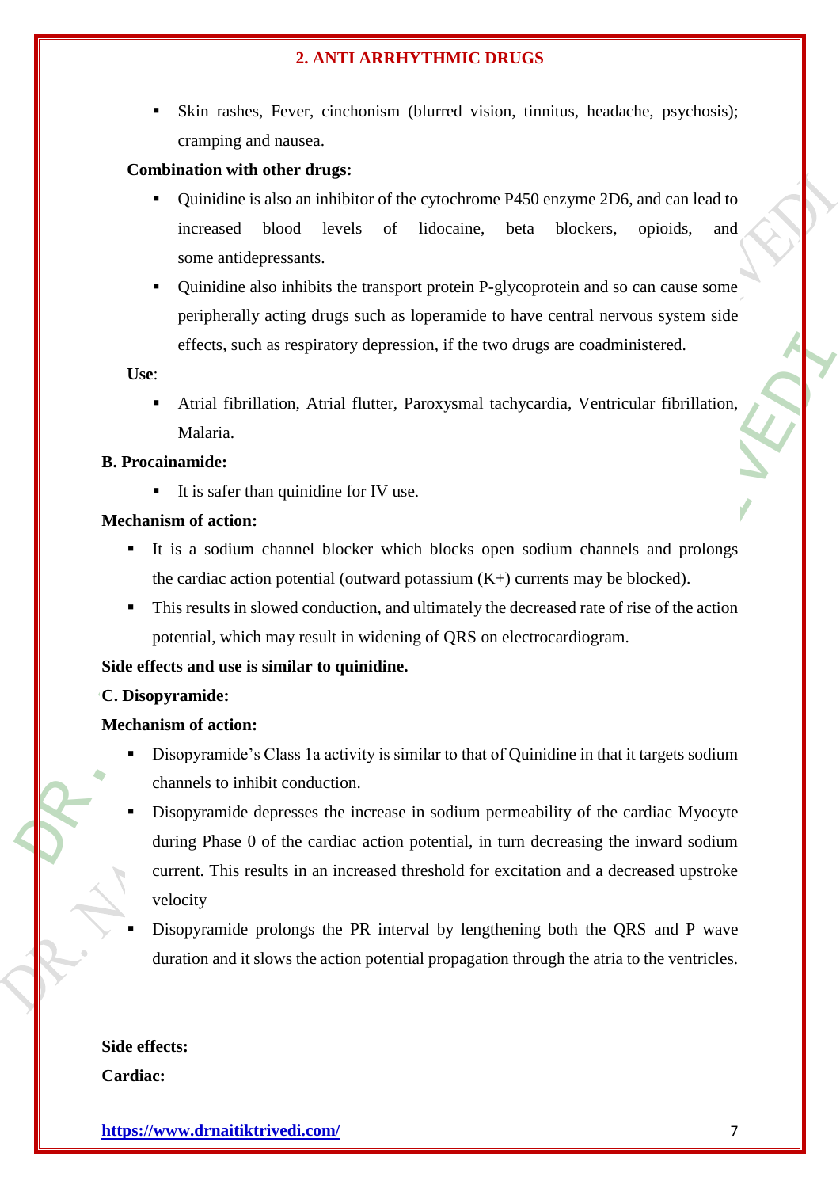- Skin rashes, Fever, cinchonism (blurred vision, tinnitus, headache, psychosis); cramping and nausea.

**Combination with other drugs:**

- Quinidine is also an inhibitor of the cytochrome P450 enzyme 2D6, and can lead to increased blood levels of lidocaine, beta blockers, opioids, and some antidepressants.
- Quinidine also inhibits the transport protein P-glycoprotein and so can cause some peripherally acting drugs such as loperamide to have central nervous system side effects, such as respiratory depression, if the two drugs are coadministered.

**Use**:

- Atrial fibrillation, Atrial flutter, Paroxysmal tachycardia, Ventricular fibrillation, Malaria.

**B. Procainamide:**

- It is safer than quinidine for IV use.

**Mechanism of action:**

- It is a sodium channel blocker which blocks open sodium channels and prolongs the cardiac action potential (outward potassium (K+) currents may be blocked).
- This results in slowed conduction, and ultimately the decreased rate of rise of the action potential, which may result in widening of QRS on electrocardiogram.

**Side effects and use is similar to quinidine.**

**C. Disopyramide:**

**Mechanism of action:**

- Disopyramide's Class 1a activity is similar to that of Quinidine in that it targets sodium channels to inhibit conduction.
- Disopyramide depresses the increase in sodium permeability of the cardiac Myocyte during Phase 0 of the cardiac action potential, in turn decreasing the inward sodium current. This results in an increased threshold for excitation and a decreased upstroke velocity
- Disopyramide prolongs the PR interval by lengthening both the QRS and P wave duration and it slows the action potential propagation through the atria to the ventricles.

**Side effects:**

**Cardiac:**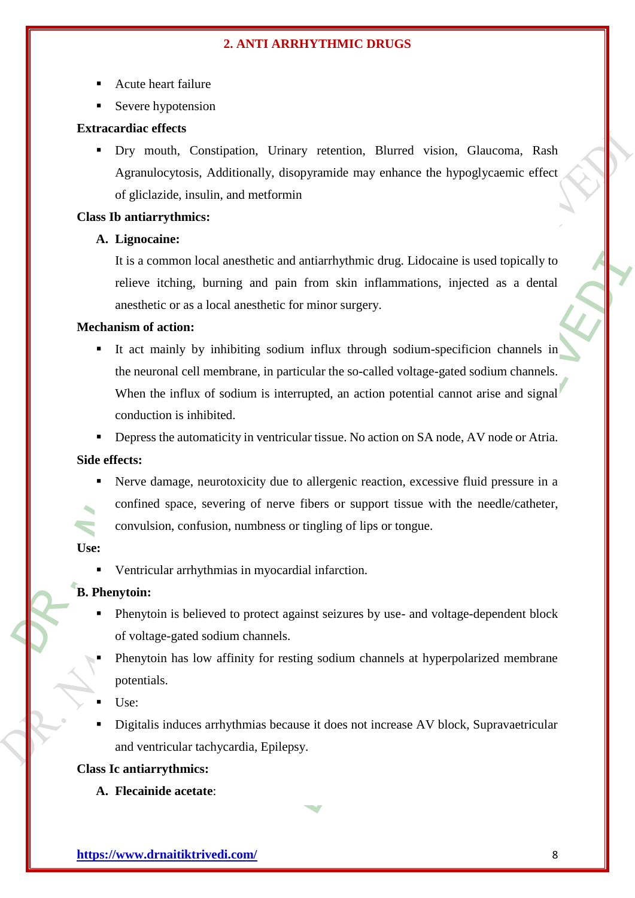- Acute heart failure
- Severe hypotension

**Extracardiac effects**

- Dry mouth, Constipation, Urinary retention, Blurred vision, Glaucoma, Rash Agranulocytosis, Additionally, disopyramide may enhance the hypoglycaemic effect of gliclazide, insulin, and metformin

**Class Ib antiarrythmics:**

A. **Lignocaine:**

It is a common local anesthetic and antiarrhythmic drug. Lidocaine is used topically to relieve itching, burning and pain from skin inflammations, injected as a dental anesthetic or as a local anesthetic for minor surgery.

**Mechanism of action:**

- It act mainly by inhibiting sodium influx through sodium-specificion channels in the neuronal cell membrane, in particular the so-called voltage-gated sodium channels. When the influx of sodium is interrupted, an action potential cannot arise and signal conduction is inhibited.
- Depress the automaticity in ventricular tissue. No action on SA node, AV node or Atria.

**Side effects:**

- Nerve damage, neurotoxicity due to allergenic reaction, excessive fluid pressure in a confined space, severing of nerve fibers or support tissue with the needle/catheter, convulsion, confusion, numbness or tingling of lips or tongue.

**Use:**

- Ventricular arrhythmias in myocardial infarction.

**B. Phenytoin:**

- Phenytoin is believed to protect against seizures by use- and voltage-dependent block of voltage-gated sodium channels.
- Phenytoin has low affinity for resting sodium channels at hyperpolarized membrane potentials.
- Use:
- Digitalis induces arrhythmias because it does not increase AV block, Supravaetricular and ventricular tachycardia, Epilepsy.

**Class Ic antiarrythmics:**

A. **Flecainide acetate**: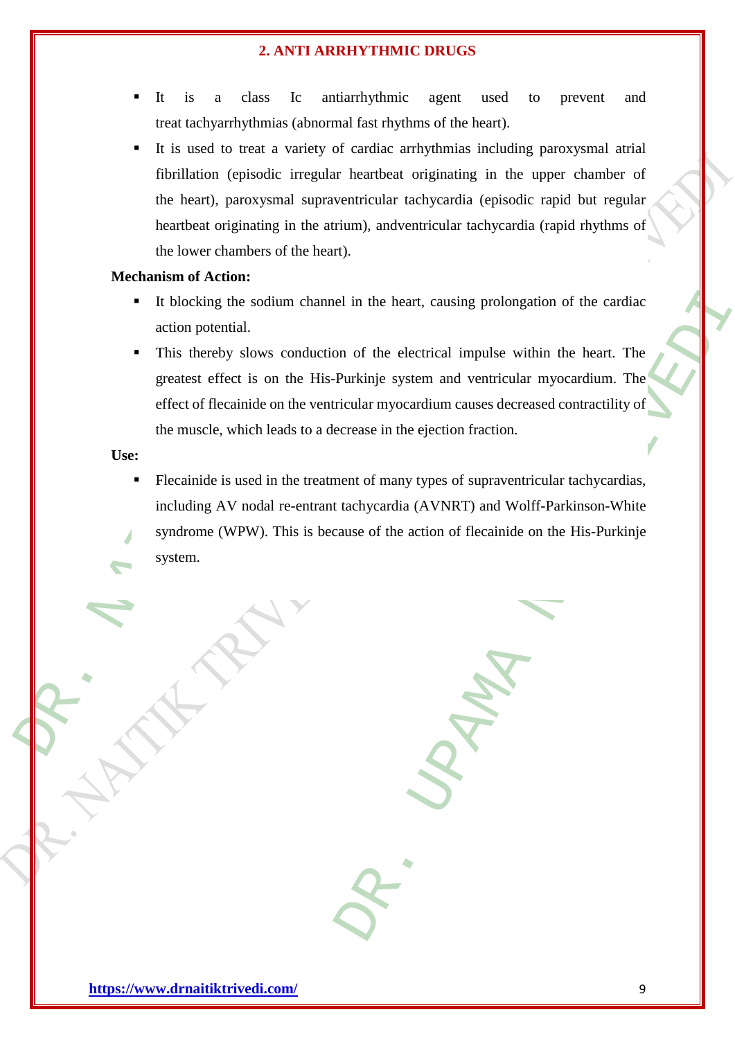## 2. ANTI ARRHYTHMIC DRUGS

- It is a class Ic antiarrhythmic agent used to prevent and treat tachyarrhythmias (abnormal fast rhythms of the heart).
- It is used to treat a variety of cardiac arrhythmias including paroxysmal atrial fibrillation (episodic irregular heartbeat originating in the upper chamber of the heart), paroxysmal supraventricular tachycardia (episodic rapid but regular heartbeat originating in the atrium), andventricular tachycardia (rapid rhythms of the lower chambers of the heart).

**Mechanism of Action:**

- It blocking the sodium channel in the heart, causing prolongation of the cardiac action potential.
- This thereby slows conduction of the electrical impulse within the heart. The greatest effect is on the His-Purkinje system and ventricular myocardium. The effect of flecainide on the ventricular myocardium causes decreased contractility of the muscle, which leads to a decrease in the ejection fraction.

**Use:**

- Flecainide is used in the treatment of many types of supraventricular tachycardias, including AV nodal re-entrant tachycardia (AVNRT) and Wolff-Parkinson-White syndrome (WPW). This is because of the action of flecainide on the His-Purkinje system.